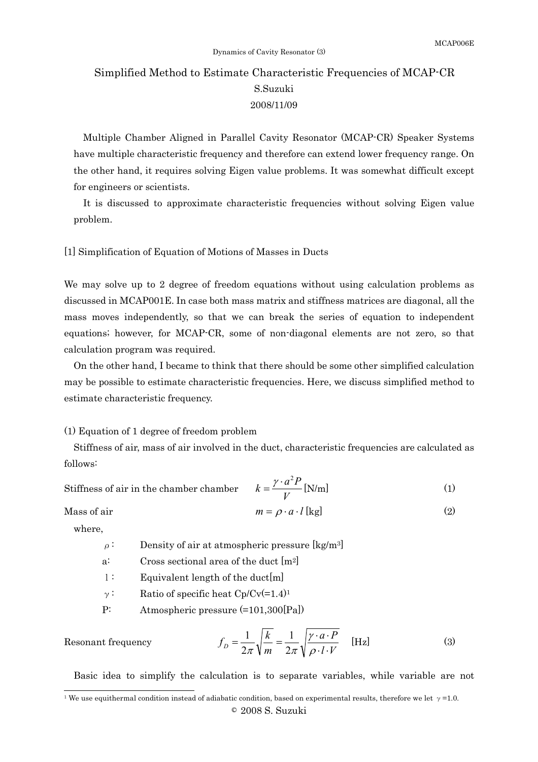Dynamics of Cavity Resonator (3)

# Simplified Method to Estimate Characteristic Frequencies of MCAP-CR

S.Suzuki

2008/11/09

Multiple Chamber Aligned in Parallel Cavity Resonator (MCAP-CR) Speaker Systems have multiple characteristic frequency and therefore can extend lower frequency range. On the other hand, it requires solving Eigen value problems. It was somewhat difficult except for engineers or scientists.

It is discussed to approximate characteristic frequencies without solving Eigen value problem.

## [1] Simplification of Equation of Motions of Masses in Ducts

We may solve up to 2 degree of freedom equations without using calculation problems as discussed in MCAP001E. In case both mass matrix and stiffness matrices are diagonal, all the mass moves independently, so that we can break the series of equation to independent equations; however, for MCAP-CR, some of non-diagonal elements are not zero, so that calculation program was required.

On the other hand, I became to think that there should be some other simplified calculation may be possible to estimate characteristic frequencies. Here, we discuss simplified method to estimate characteristic frequency.

### (1) Equation of 1 degree of freedom problem

Stiffness of air, mass of air involved in the duct, characteristic frequencies are calculated as follows:

Stiffness of air in the chamber chamber
$$k = \frac{\gamma \cdot a^2 P}{V} \text{[N/m]} \quad (1)$$

Mass of air
$$m = \rho \cdot a \cdot l \text{[kg]} \quad (2)$$

where,

- $\rho$ : Density of air at atmospheric pressure [kg/m$^3$]
- a: Cross sectional area of the duct [m$^2$]
- l : Equivalent length of the duct[m]
- $\gamma$ : Ratio of specific heat Cp/Cv(=1.4)[1]
- P: Atmospheric pressure (=101,300[Pa])

Resonant frequency
$$f_D = \frac{1}{2\pi}\sqrt{\frac{k}{m}} = \frac{1}{2\pi}\sqrt{\frac{\gamma \cdot a \cdot P}{\rho \cdot l \cdot V}} \quad \text{[Hz]} \quad (3)$$

Basic idea to simplify the calculation is to separate variables, while variable are not

[1] We use equithermal condition instead of adiabatic condition, based on experimental results, therefore we let $\gamma$ =1.0.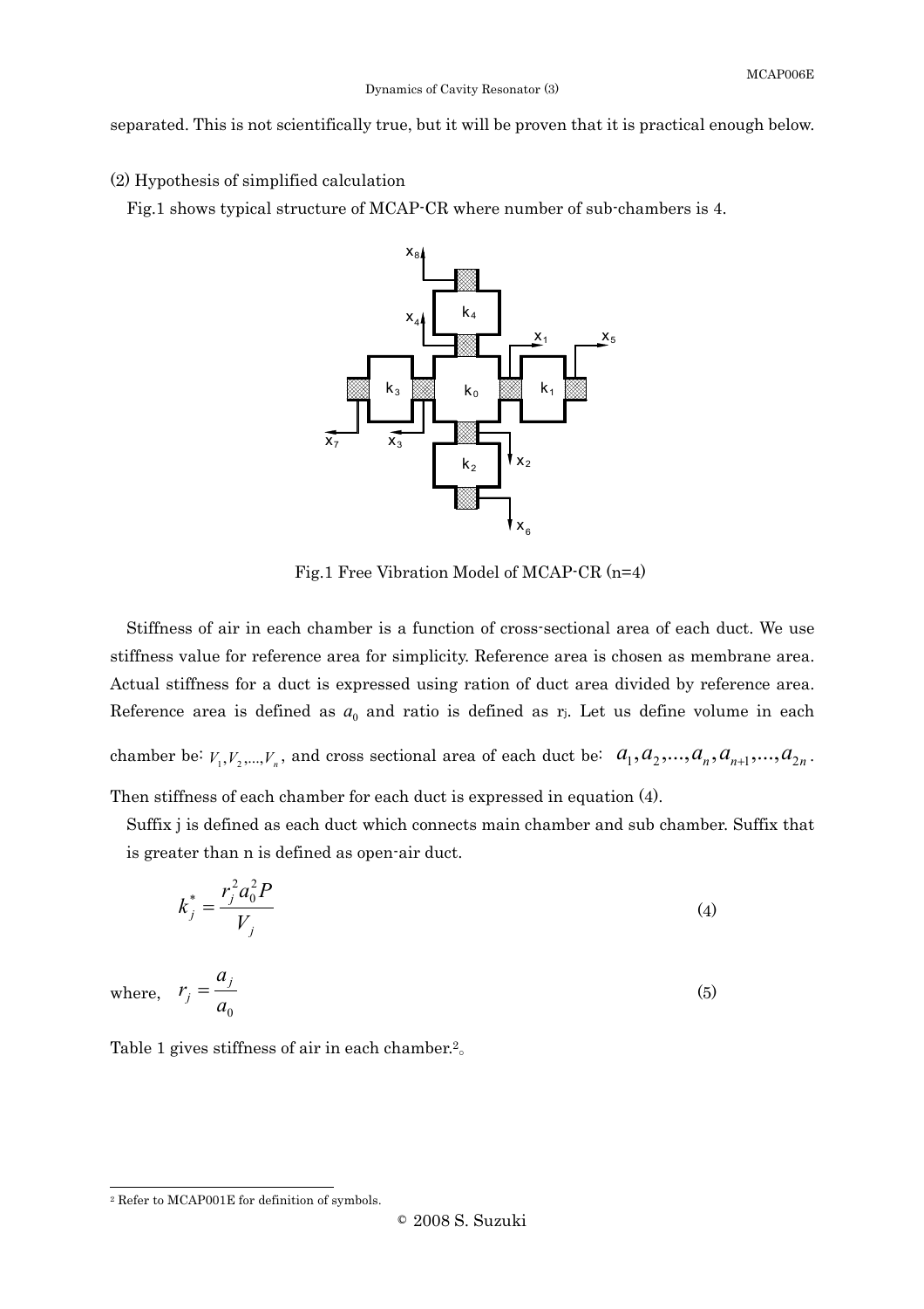separated. This is not scientifically true, but it will be proven that it is practical enough below.

(2) Hypothesis of simplified calculation

Fig.1 shows typical structure of MCAP-CR where number of sub-chambers is 4.

Fig.1 Free Vibration Model of MCAP-CR (n=4)

Stiffness of air in each chamber is a function of cross-sectional area of each duct. We use stiffness value for reference area for simplicity. Reference area is chosen as membrane area. Actual stiffness for a duct is expressed using ration of duct area divided by reference area. Reference area is defined as $a_0$ and ratio is defined as $r_j$. Let us define volume in each chamber be: $V_1, V_2, ..., V_n$, and cross sectional area of each duct be: $a_1, a_2, ..., a_n, a_{n+1}, ..., a_{2n}$. Then stiffness of each chamber for each duct is expressed in equation (4).

Suffix j is defined as each duct which connects main chamber and sub chamber. Suffix that is greater than n is defined as open-air duct.

$$k_j^* = \frac{r_j^2 a_0^2 P}{V_j} \tag{4}$$

where, $$r_j = \frac{a_j}{a_0} \tag{5}$$

Table 1 gives stiffness of air in each chamber.[2]。

[2] Refer to MCAP001E for definition of symbols.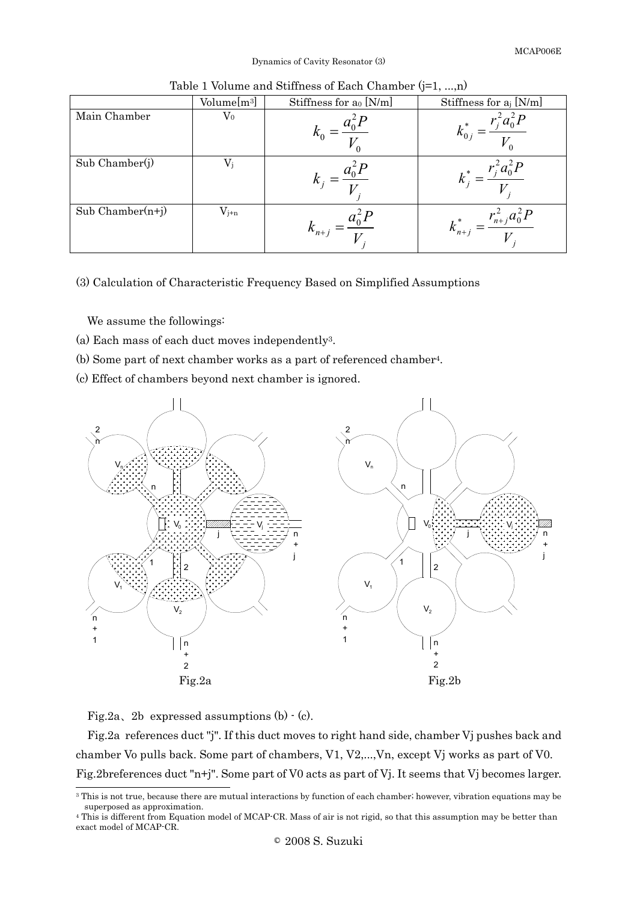Table 1 Volume and Stiffness of Each Chamber (j=1, ...,n)

| | Volume[m³] | Stiffness for $a_0$ [N/m] | Stiffness for $a_j$ [N/m] |
|---|---|---|---|
| Main Chamber | $V_0$ | $k_0 = \dfrac{a_0^2 P}{V_0}$ | $k_{0j}^* = \dfrac{r_j^2 a_0^2 P}{V_0}$ |
| Sub Chamber(j) | $V_j$ | $k_j = \dfrac{a_0^2 P}{V_j}$ | $k_j^* = \dfrac{r_j^2 a_0^2 P}{V_j}$ |
| Sub Chamber(n+j) | $V_{j+n}$ | $k_{n+j} = \dfrac{a_0^2 P}{V_j}$ | $k_{n+j}^* = \dfrac{r_{n+j}^2 a_0^2 P}{V_j}$ |

(3) Calculation of Characteristic Frequency Based on Simplified Assumptions

We assume the followings:

(a) Each mass of each duct moves independently[3].

(b) Some part of next chamber works as a part of referenced chamber[4].

(c) Effect of chambers beyond next chamber is ignored.

Fig.2a

Fig.2b

Fig.2a、2b expressed assumptions (b) - (c).

Fig.2a references duct "j". If this duct moves to right hand side, chamber Vj pushes back and chamber Vo pulls back. Some part of chambers, V1, V2,...,Vn, except Vj works as part of V0. Fig.2breferences duct "n+j". Some part of V0 acts as part of Vj. It seems that Vj becomes larger.

[3] This is not true, because there are mutual interactions by function of each chamber; however, vibration equations may be superposed as approximation.

[4] This is different from Equation model of MCAP-CR. Mass of air is not rigid, so that this assumption may be better than exact model of MCAP-CR.

© 2008 S. Suzuki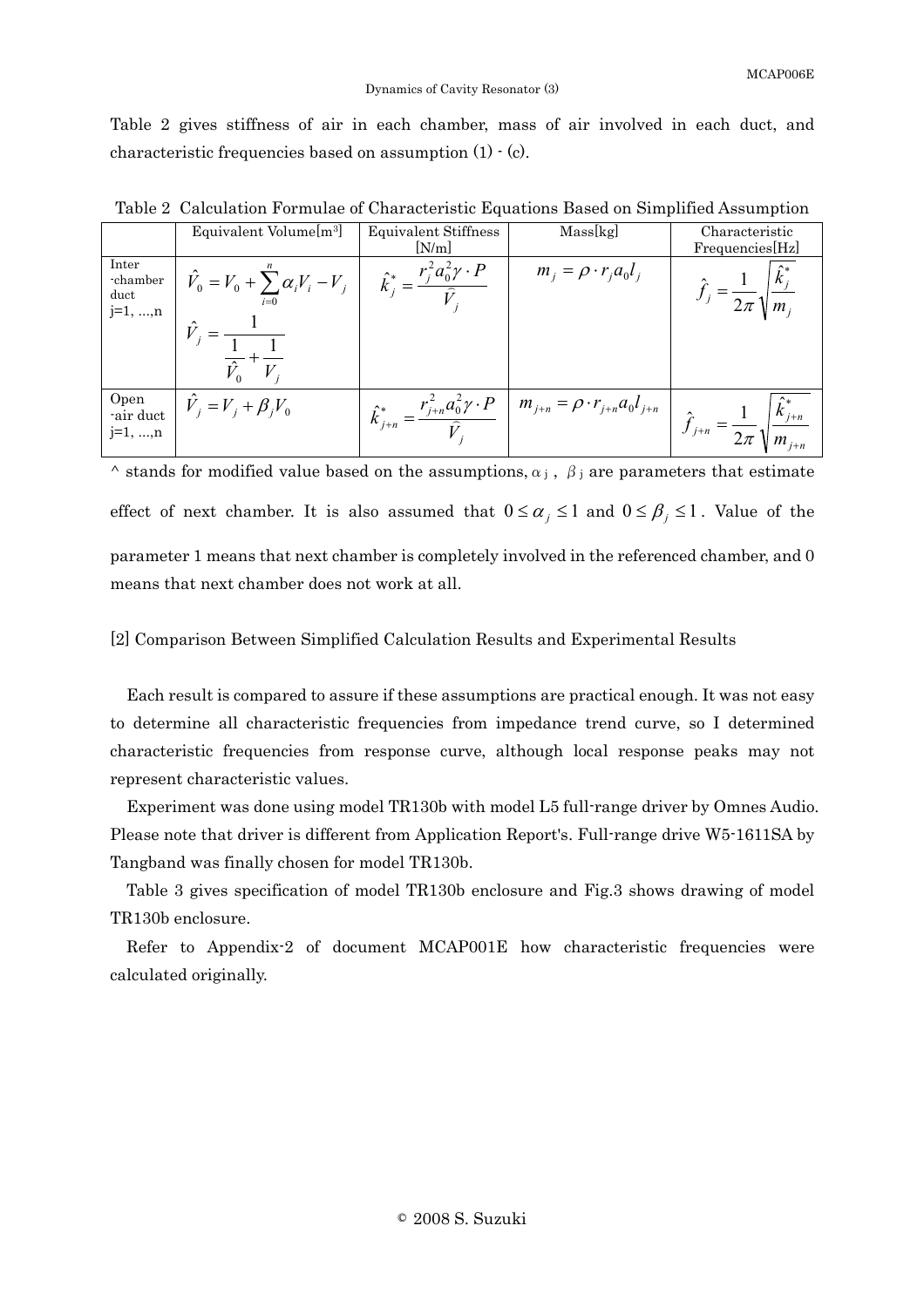Table 2 gives stiffness of air in each chamber, mass of air involved in each duct, and characteristic frequencies based on assumption (1) - (c).

Table 2 Calculation Formulae of Characteristic Equations Based on Simplified Assumption

| | Equivalent Volume[m³] | Equivalent Stiffness [N/m] | Mass[kg] | Characteristic Frequencies[Hz] |
|---|---|---|---|---|
| Inter -chamber duct j=1, ...,n | $\hat{V}_0 = V_0 + \sum_{i=0}^{n} \alpha_i V_i - V_j$ <br> $\hat{V}_j = \dfrac{1}{\dfrac{1}{\hat{V}_0} + \dfrac{1}{V_j}}$ | $\hat{k}_j^* = \dfrac{r_j^2 a_0^2 \gamma \cdot P}{\hat{V}_j}$ | $m_j = \rho \cdot r_j a_0 l_j$ | $\hat{f}_j = \dfrac{1}{2\pi}\sqrt{\dfrac{\hat{k}_j^*}{m_j}}$ |
| Open -air duct j=1, ...,n | $\hat{V}_j = V_j + \beta_j V_0$ | $\hat{k}_{j+n}^* = \dfrac{r_{j+n}^2 a_0^2 \gamma \cdot P}{\hat{V}_j}$ | $m_{j+n} = \rho \cdot r_{j+n} a_0 l_{j+n}$ | $\hat{f}_{j+n} = \dfrac{1}{2\pi}\sqrt{\dfrac{\hat{k}_{j+n}^*}{m_{j+n}}}$ |

^ stands for modified value based on the assumptions, $\alpha_j$, $\beta_j$ are parameters that estimate effect of next chamber. It is also assumed that $0 \le \alpha_j \le 1$ and $0 \le \beta_j \le 1$. Value of the parameter 1 means that next chamber is completely involved in the referenced chamber, and 0 means that next chamber does not work at all.

[2] Comparison Between Simplified Calculation Results and Experimental Results

Each result is compared to assure if these assumptions are practical enough. It was not easy to determine all characteristic frequencies from impedance trend curve, so I determined characteristic frequencies from response curve, although local response peaks may not represent characteristic values.

Experiment was done using model TR130b with model L5 full-range driver by Omnes Audio. Please note that driver is different from Application Report's. Full-range drive W5-1611SA by Tangband was finally chosen for model TR130b.

Table 3 gives specification of model TR130b enclosure and Fig.3 shows drawing of model TR130b enclosure.

Refer to Appendix-2 of document MCAP001E how characteristic frequencies were calculated originally.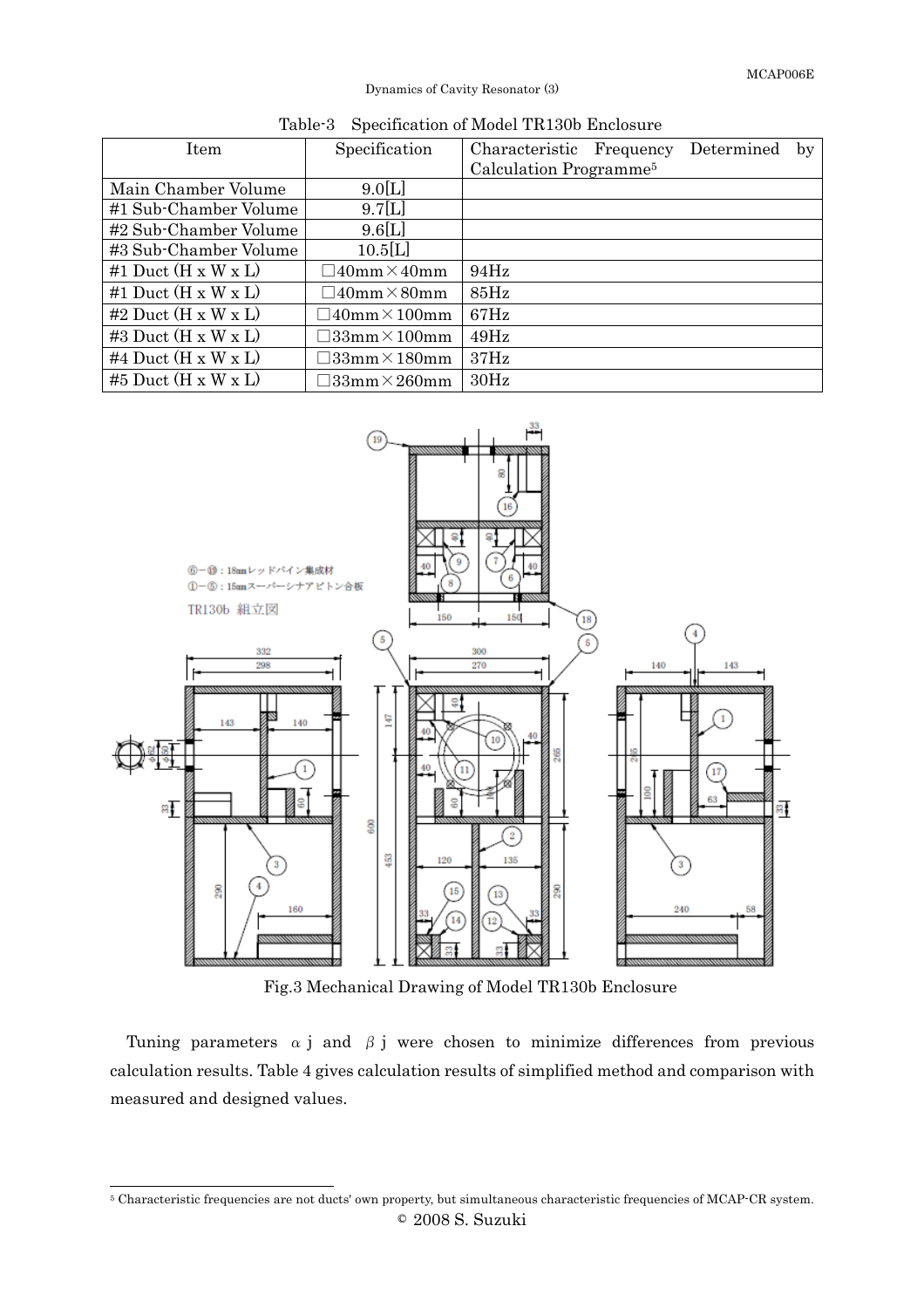Table-3 Specification of Model TR130b Enclosure

| Item | Specification | Characteristic Frequency Determined by Calculation Programme[5] |
|---|---|---|
| Main Chamber Volume | 9.0[L] | |
| #1 Sub-Chamber Volume | 9.7[L] | |
| #2 Sub-Chamber Volume | 9.6[L] | |
| #3 Sub-Chamber Volume | 10.5[L] | |
| #1 Duct (H x W x L) | □40mm×40mm | 94Hz |
| #1 Duct (H x W x L) | □40mm×80mm | 85Hz |
| #2 Duct (H x W x L) | □40mm×100mm | 67Hz |
| #3 Duct (H x W x L) | □33mm×100mm | 49Hz |
| #4 Duct (H x W x L) | □33mm×180mm | 37Hz |
| #5 Duct (H x W x L) | □33mm×260mm | 30Hz |

Fig.3 Mechanical Drawing of Model TR130b Enclosure

Tuning parameters $\alpha j$ and $\beta j$ were chosen to minimize differences from previous calculation results. Table 4 gives calculation results of simplified method and comparison with measured and designed values.

---

[5] Characteristic frequencies are not ducts' own property, but simultaneous characteristic frequencies of MCAP-CR system.

© 2008 S. Suzuki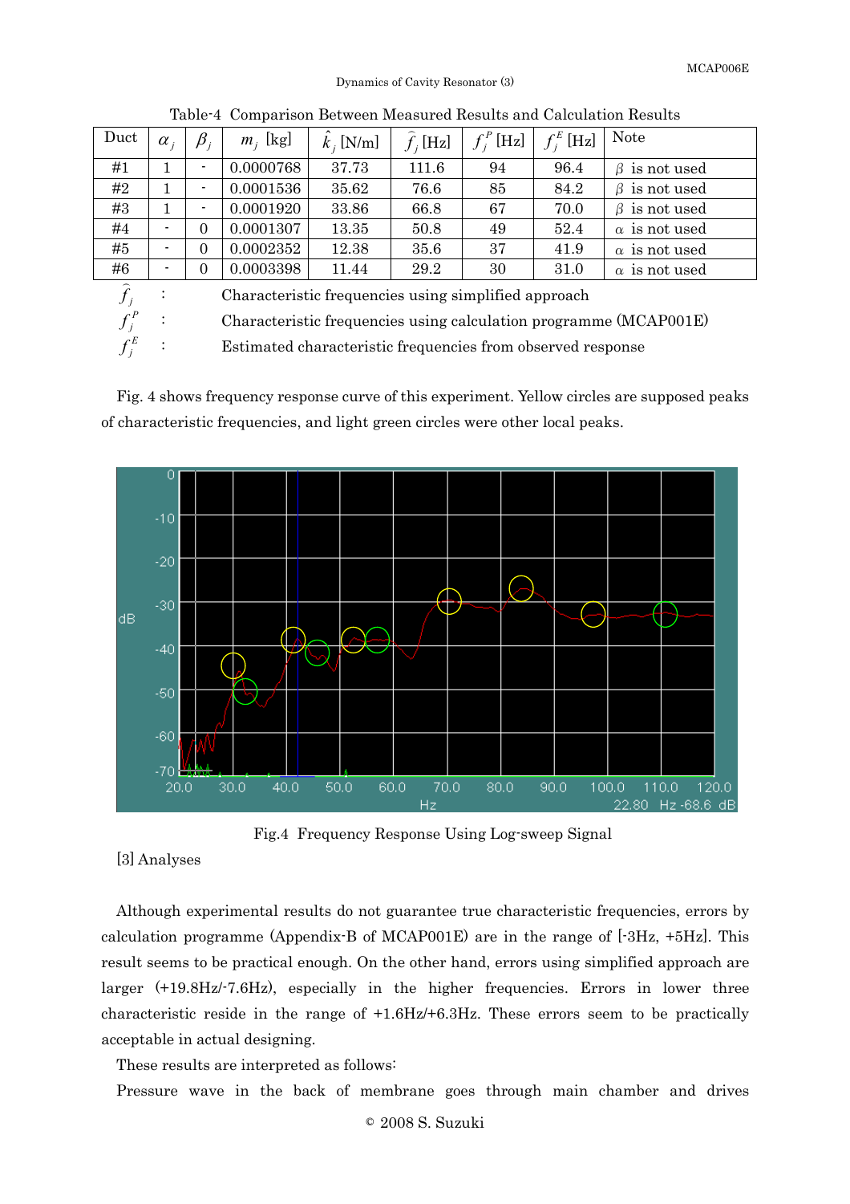Table-4 Comparison Between Measured Results and Calculation Results

| Duct | $\alpha_j$ | $\beta_j$ | $m_j$ [kg] | $\hat{k}_j$ [N/m] | $\hat{f}_j$ [Hz] | $f_j^P$ [Hz] | $f_j^E$ [Hz] | Note |
|---|---|---|---|---|---|---|---|---|
| #1 | 1 | - | 0.0000768 | 37.73 | 111.6 | 94 | 96.4 | $\beta$ is not used |
| #2 | 1 | - | 0.0001536 | 35.62 | 76.6 | 85 | 84.2 | $\beta$ is not used |
| #3 | 1 | - | 0.0001920 | 33.86 | 66.8 | 67 | 70.0 | $\beta$ is not used |
| #4 | - | 0 | 0.0001307 | 13.35 | 50.8 | 49 | 52.4 | $\alpha$ is not used |
| #5 | - | 0 | 0.0002352 | 12.38 | 35.6 | 37 | 41.9 | $\alpha$ is not used |
| #6 | - | 0 | 0.0003398 | 11.44 | 29.2 | 30 | 31.0 | $\alpha$ is not used |

$\hat{f}_j$ : Characteristic frequencies using simplified approach

$f_j^P$ : Characteristic frequencies using calculation programme (MCAP001E)

$f_j^E$ : Estimated characteristic frequencies from observed response

Fig. 4 shows frequency response curve of this experiment. Yellow circles are supposed peaks of characteristic frequencies, and light green circles were other local peaks.

Fig.4 Frequency Response Using Log-sweep Signal

[3] Analyses

Although experimental results do not guarantee true characteristic frequencies, errors by calculation programme (Appendix-B of MCAP001E) are in the range of [-3Hz, +5Hz]. This result seems to be practical enough. On the other hand, errors using simplified approach are larger (+19.8Hz/-7.6Hz), especially in the higher frequencies. Errors in lower three characteristic reside in the range of +1.6Hz/+6.3Hz. These errors seem to be practically acceptable in actual designing.

These results are interpreted as follows:

Pressure wave in the back of membrane goes through main chamber and drives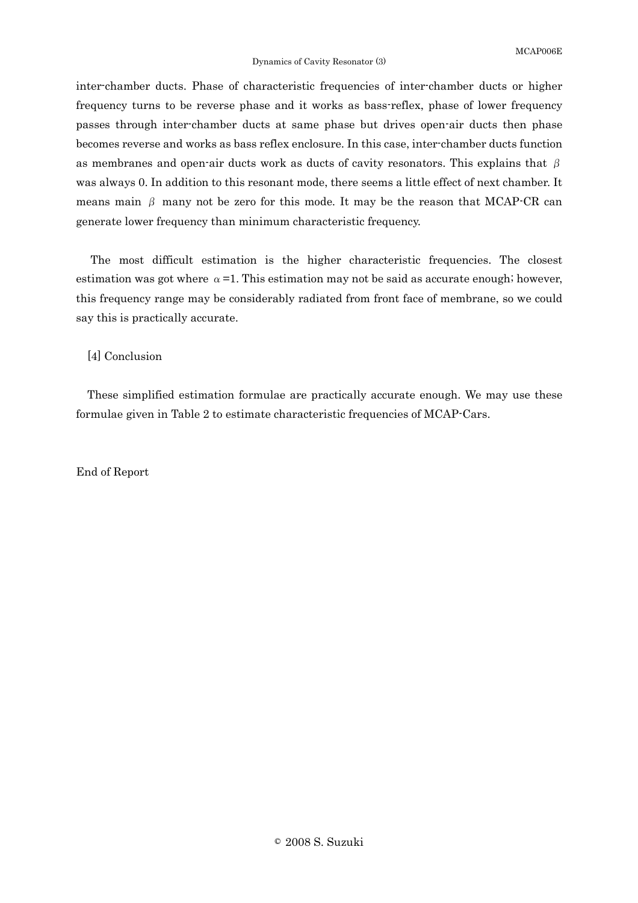inter-chamber ducts. Phase of characteristic frequencies of inter-chamber ducts or higher frequency turns to be reverse phase and it works as bass-reflex, phase of lower frequency passes through inter-chamber ducts at same phase but drives open-air ducts then phase becomes reverse and works as bass reflex enclosure. In this case, inter-chamber ducts function as membranes and open-air ducts work as ducts of cavity resonators. This explains that $\beta$ was always 0. In addition to this resonant mode, there seems a little effect of next chamber. It means main $\beta$ many not be zero for this mode. It may be the reason that MCAP-CR can generate lower frequency than minimum characteristic frequency.

The most difficult estimation is the higher characteristic frequencies. The closest estimation was got where $\alpha=1$. This estimation may not be said as accurate enough; however, this frequency range may be considerably radiated from front face of membrane, so we could say this is practically accurate.

## [4] Conclusion

These simplified estimation formulae are practically accurate enough. We may use these formulae given in Table 2 to estimate characteristic frequencies of MCAP-Cars.

End of Report

© 2008 S. Suzuki